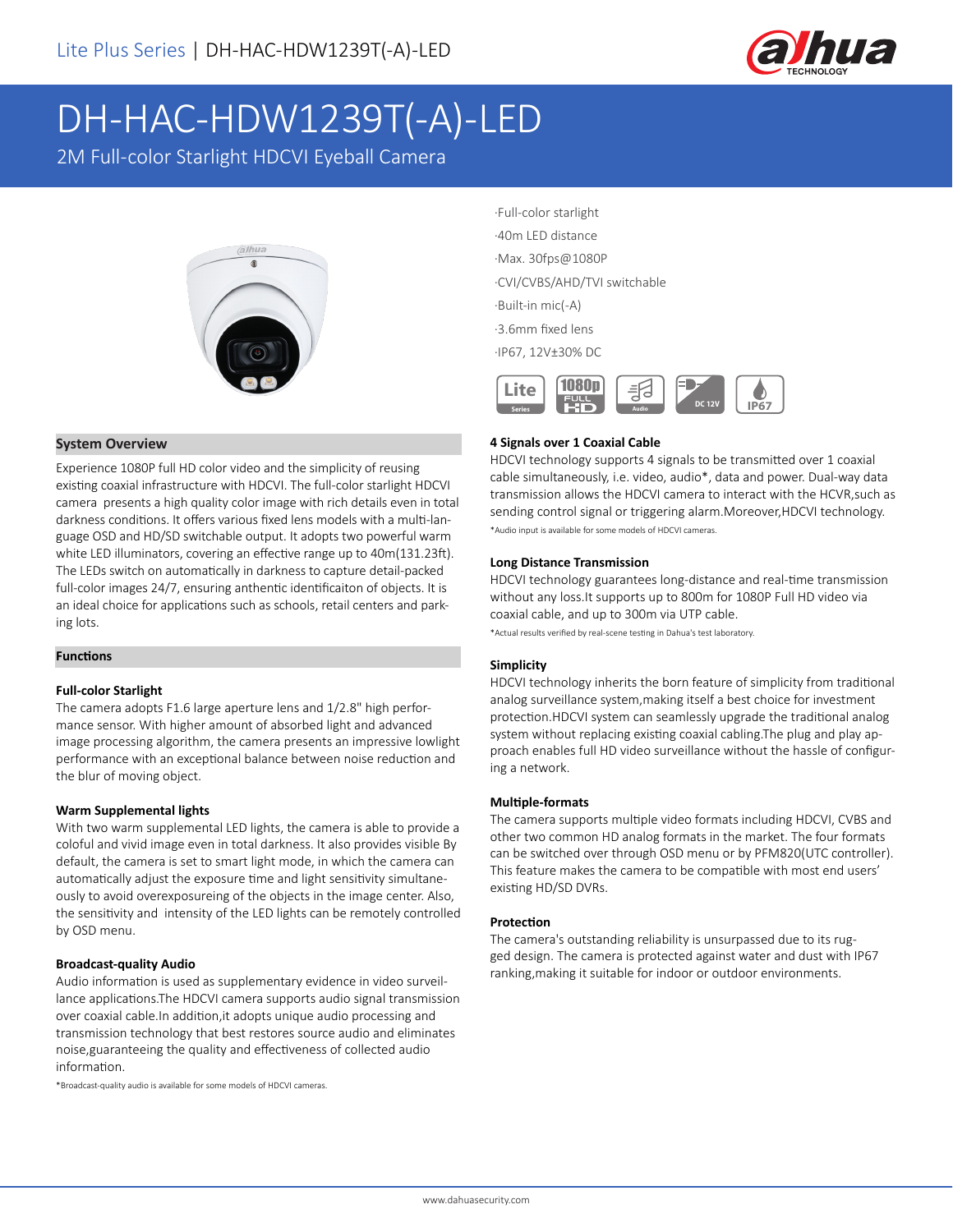# DH-HAC-HDW1239T(-A)-LED

2M Full-color Starlight HDCVI Eyeball Camera

- ·Full-color starlight
- ·40m LED distance
- ·Max. 30fps@1080P
- ·CVI/CVBS/AHD/TVI switchable
- ·Built-in mic(-A)
- ·3.6mm fixed lens
- ·IP67, 12V±30% DC

## System Overview

Experience 1080P full HD color video and the simplicity of reusing existing coaxial infrastructure with HDCVI. The full-color starlight HDCVI camera presents a high quality color image with rich details even in total darkness conditions. It offers various fixed lens models with a multi-language OSD and HD/SD switchable output. It adopts two powerful warm white LED illuminators, covering an effective range up to 40m(131.23ft). The LEDs switch on automatically in darkness to capture detail-packed full-color images 24/7, ensuring anthentic identificaiton of objects. It is an ideal choice for applications such as schools, retail centers and parking lots.

## Functions

### Full-color Starlight

The camera adopts F1.6 large aperture lens and 1/2.8" high performance sensor. With higher amount of absorbed light and advanced image processing algorithm, the camera presents an impressive lowlight performance with an exceptional balance between noise reduction and the blur of moving object.

### Warm Supplemental lights

With two warm supplemental LED lights, the camera is able to provide a coloful and vivid image even in total darkness. It also provides visible By default, the camera is set to smart light mode, in which the camera can automatically adjust the exposure time and light sensitivity simultaneously to avoid overexposureing of the objects in the image center. Also, the sensitivity and intensity of the LED lights can be remotely controlled by OSD menu.

### Broadcast-quality Audio

Audio information is used as supplementary evidence in video surveillance applications.The HDCVI camera supports audio signal transmission over coaxial cable.In addition,it adopts unique audio processing and transmission technology that best restores source audio and eliminates noise,guaranteeing the quality and effectiveness of collected audio information.

*Broadcast-quality audio is available for some models of HDCVI cameras.

### 4 Signals over 1 Coaxial Cable

HDCVI technology supports 4 signals to be transmitted over 1 coaxial cable simultaneously, i.e. video, audio*, data and power. Dual-way data transmission allows the HDCVI camera to interact with the HCVR,such as sending control signal or triggering alarm.Moreover,HDCVI technology.

*Audio input is available for some models of HDCVI cameras.

### Long Distance Transmission

HDCVI technology guarantees long-distance and real-time transmission without any loss.It supports up to 800m for 1080P Full HD video via coaxial cable, and up to 300m via UTP cable.

*Actual results verified by real-scene testing in Dahua's test laboratory.

### Simplicity

HDCVI technology inherits the born feature of simplicity from traditional analog surveillance system,making itself a best choice for investment protection.HDCVI system can seamlessly upgrade the traditional analog system without replacing existing coaxial cabling.The plug and play approach enables full HD video surveillance without the hassle of configuring a network.

### Multiple-formats

The camera supports multiple video formats including HDCVI, CVBS and other two common HD analog formats in the market. The four formats can be switched over through OSD menu or by PFM820(UTC controller). This feature makes the camera to be compatible with most end users' existing HD/SD DVRs.

### Protection

The camera's outstanding reliability is unsurpassed due to its rugged design. The camera is protected against water and dust with IP67 ranking,making it suitable for indoor or outdoor environments.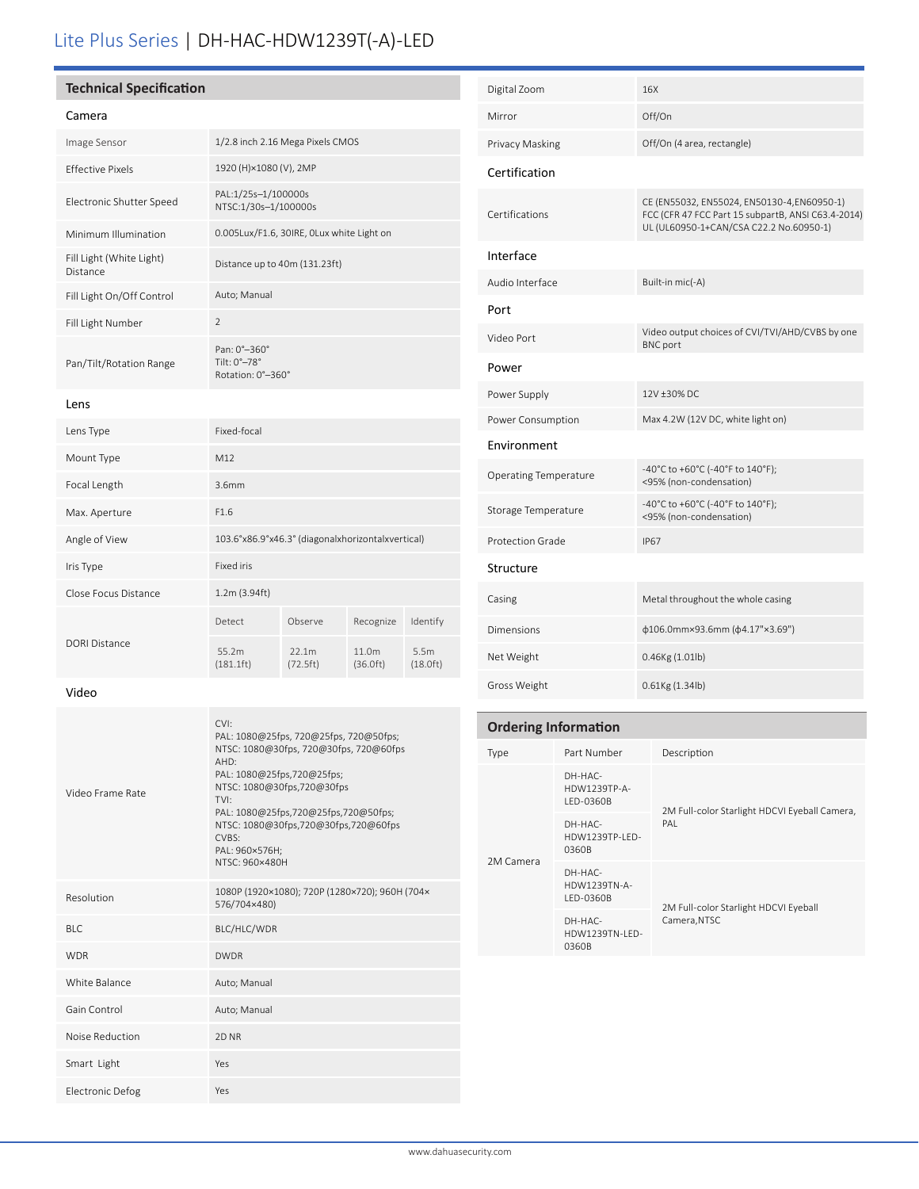# Lite Plus Series | DH-HAC-HDW1239T(-A)-LED

## Technical Specification

### Camera

| | |
|---|---|
| Image Sensor | 1/2.8 inch 2.16 Mega Pixels CMOS |
| Effective Pixels | 1920 (H)×1080 (V), 2MP |
| Electronic Shutter Speed | PAL:1/25s–1/100000s<br>NTSC:1/30s–1/100000s |
| Minimum Illumination | 0.005Lux/F1.6, 30IRE, 0Lux white Light on |
| Fill Light (White Light) Distance | Distance up to 40m (131.23ft) |
| Fill Light On/Off Control | Auto; Manual |
| Fill Light Number | 2 |
| Pan/Tilt/Rotation Range | Pan: 0°–360°<br>Tilt: 0°–78°<br>Rotation: 0°–360° |

### Lens

| | | | | |
|---|---|---|---|---|
| Lens Type | Fixed-focal | | | |
| Mount Type | M12 | | | |
| Focal Length | 3.6mm | | | |
| Max. Aperture | F1.6 | | | |
| Angle of View | 103.6°x86.9°x46.3° (diagonalxhorizontalxvertical) | | | |
| Iris Type | Fixed iris | | | |
| Close Focus Distance | 1.2m (3.94ft) | | | |
| DORI Distance | Detect | Observe | Recognize | Identify |
| | 55.2m (181.1ft) | 22.1m (72.5ft) | 11.0m (36.0ft) | 5.5m (18.0ft) |

### Video

| | |
|---|---|
| Video Frame Rate | CVI:<br>PAL: 1080@25fps, 720@25fps, 720@50fps;<br>NTSC: 1080@30fps, 720@30fps, 720@60fps<br>AHD:<br>PAL: 1080@25fps,720@25fps;<br>NTSC: 1080@30fps,720@30fps<br>TVI:<br>PAL: 1080@25fps,720@25fps,720@50fps;<br>NTSC: 1080@30fps,720@30fps,720@60fps<br>CVBS:<br>PAL: 960×576H;<br>NTSC: 960×480H |
| Resolution | 1080P (1920×1080); 720P (1280×720); 960H (704×576/704×480) |
| BLC | BLC/HLC/WDR |
| WDR | DWDR |
| White Balance | Auto; Manual |
| Gain Control | Auto; Manual |
| Noise Reduction | 2D NR |
| Smart Light | Yes |
| Electronic Defog | Yes |
| Digital Zoom | 16X |
| Mirror | Off/On |
| Privacy Masking | Off/On (4 area, rectangle) |

### Certification

| | |
|---|---|
| Certifications | CE (EN55032, EN55024, EN50130-4,EN60950-1)<br>FCC (CFR 47 FCC Part 15 subpartB, ANSI C63.4-2014)<br>UL (UL60950-1+CAN/CSA C22.2 No.60950-1) |

### Interface

| | |
|---|---|
| Audio Interface | Built-in mic(-A) |

### Port

| | |
|---|---|
| Video Port | Video output choices of CVI/TVI/AHD/CVBS by one BNC port |

### Power

| | |
|---|---|
| Power Supply | 12V ±30% DC |
| Power Consumption | Max 4.2W (12V DC, white light on) |

### Environment

| | |
|---|---|
| Operating Temperature | -40°C to +60°C (-40°F to 140°F);<br><95% (non-condensation) |
| Storage Temperature | -40°C to +60°C (-40°F to 140°F);<br><95% (non-condensation) |
| Protection Grade | IP67 |

### Structure

| | |
|---|---|
| Casing | Metal throughout the whole casing |
| Dimensions | ϕ106.0mm×93.6mm (ϕ4.17"×3.69") |
| Net Weight | 0.46Kg (1.01lb) |
| Gross Weight | 0.61Kg (1.34lb) |

## Ordering Information

| Type | Part Number | Description |
|---|---|---|
| 2M Camera | DH-HAC-HDW1239TP-A-LED-0360B | 2M Full-color Starlight HDCVI Eyeball Camera, PAL |
| | DH-HAC-HDW1239TP-LED-0360B | |
| | DH-HAC-HDW1239TN-A-LED-0360B | 2M Full-color Starlight HDCVI Eyeball Camera,NTSC |
| | DH-HAC-HDW1239TN-LED-0360B | |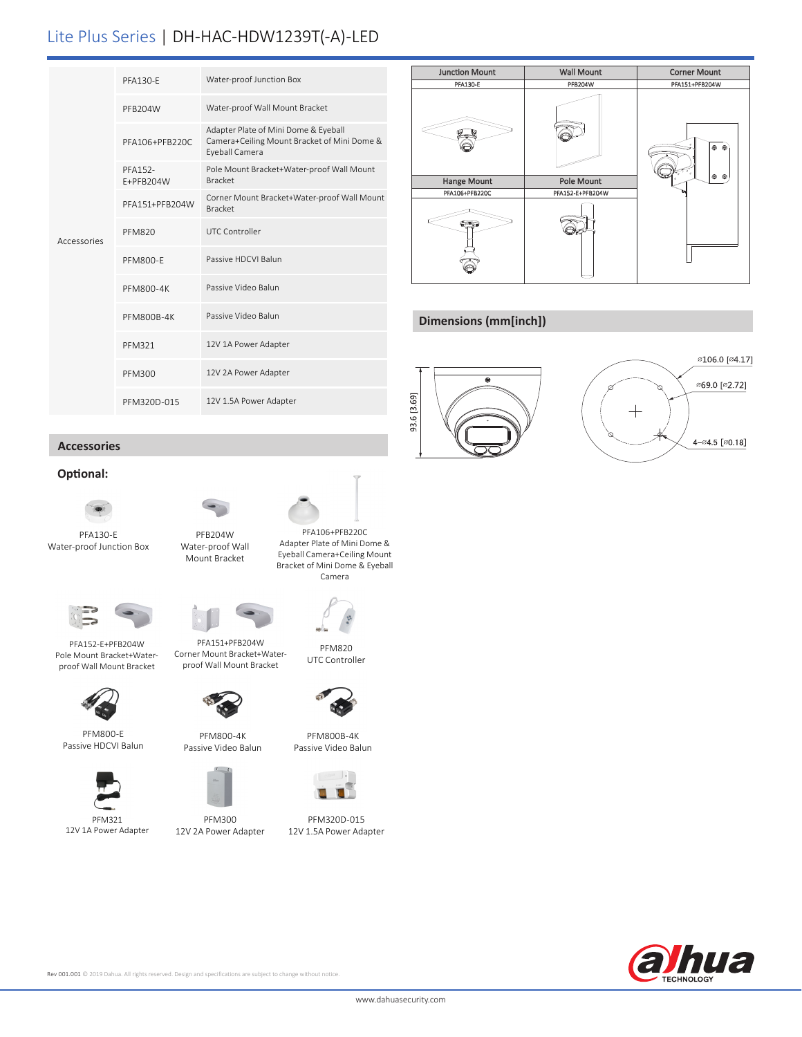| | | |
|---|---|---|
| Accessories | PFA130-E | Water-proof Junction Box |
| | PFB204W | Water-proof Wall Mount Bracket |
| | PFA106+PFB220C | Adapter Plate of Mini Dome & Eyeball Camera+Ceiling Mount Bracket of Mini Dome & Eyeball Camera |
| | PFA152-E+PFB204W | Pole Mount Bracket+Water-proof Wall Mount Bracket |
| | PFA151+PFB204W | Corner Mount Bracket+Water-proof Wall Mount Bracket |
| | PFM820 | UTC Controller |
| | PFM800-E | Passive HDCVI Balun |
| | PFM800-4K | Passive Video Balun |
| | PFM800B-4K | Passive Video Balun |
| | PFM321 | 12V 1A Power Adapter |
| | PFM300 | 12V 2A Power Adapter |
| | PFM320D-015 | 12V 1.5A Power Adapter |

| Junction Mount | Wall Mount | Corner Mount |
|---|---|---|
| PFA130-E | PFB204W | PFA151+PFB204W |

| Hange Mount | Pole Mount |
|---|---|
| PFA106+PFB220C | PFA152-E+PFB204W |

## Dimensions (mm[inch])

93.6 [3.69]

⌀106.0 [⌀4.17]

⌀69.0 [⌀2.72]

4–⌀4.5 [⌀0.18]

## Accessories

### Optional:

PFA130-E
Water-proof Junction Box

PFB204W
Water-proof Wall Mount Bracket

PFA106+PFB220C
Adapter Plate of Mini Dome & Eyeball Camera+Ceiling Mount Bracket of Mini Dome & Eyeball Camera

PFA152-E+PFB204W
Pole Mount Bracket+Water-proof Wall Mount Bracket

PFA151+PFB204W
Corner Mount Bracket+Water-proof Wall Mount Bracket

PFM820
UTC Controller

PFM800-E
Passive HDCVI Balun

PFM800-4K
Passive Video Balun

PFM800B-4K
Passive Video Balun

PFM321
12V 1A Power Adapter

PFM300
12V 2A Power Adapter

PFM320D-015
12V 1.5A Power Adapter

Rev 001.001 © 2019 Dahua. All rights reserved. Design and specifications are subject to change without notice.

www.dahuasecurity.com